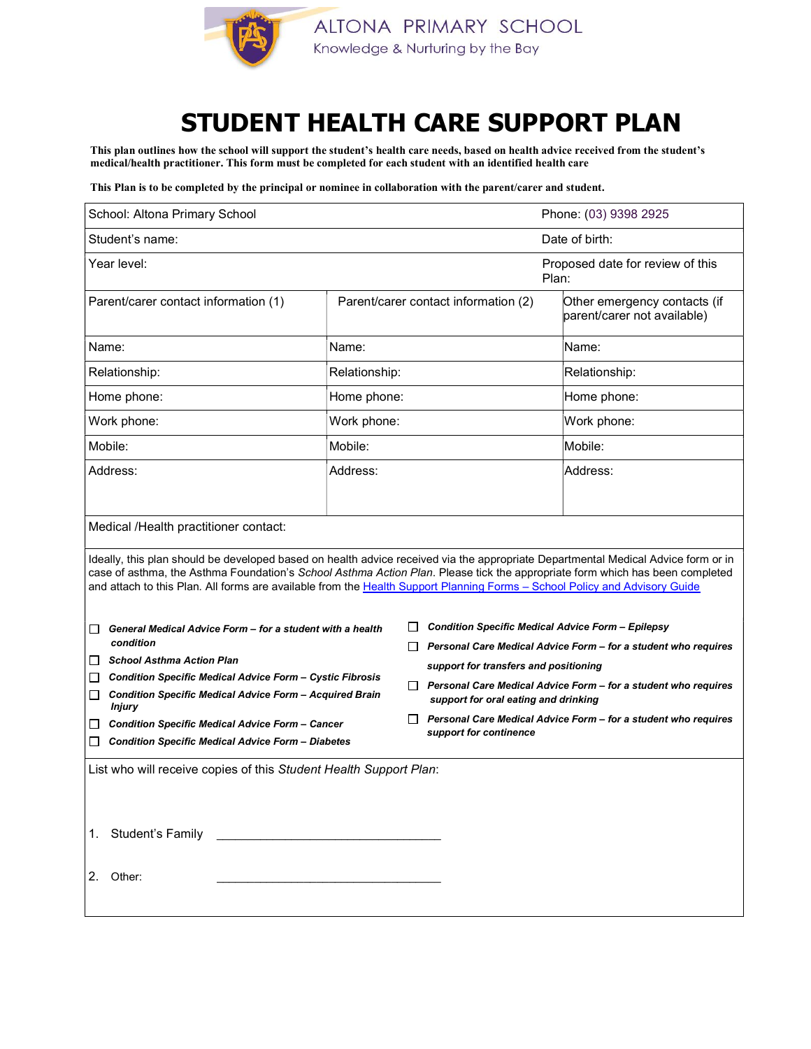ALTONA PRIMARY SCHOOL

Knowledge & Nurturing by the Bay

# STUDENT HEALTH CARE SUPPORT PLAN

**This plan outlines how the school will support the student's health care needs, based on health advice received from the student's medical/health practitioner. This form must be completed for each student with an identified health care**

**This Plan is to be completed by the principal or nominee in collaboration with the parent/carer and student.**

| School: Altona Primary School | | Phone: (03) 9398 2925 |
|---|---|---|
| Student's name: | | Date of birth: |
| Year level: | | Proposed date for review of this Plan: |
| Parent/carer contact information (1) | Parent/carer contact information (2) | Other emergency contacts (if parent/carer not available) |
| Name: | Name: | Name: |
| Relationship: | Relationship: | Relationship: |
| Home phone: | Home phone: | Home phone: |
| Work phone: | Work phone: | Work phone: |
| Mobile: | Mobile: | Mobile: |
| Address: | Address: | Address: |
| Medical /Health practitioner contact: | | |

Ideally, this plan should be developed based on health advice received via the appropriate Departmental Medical Advice form or in case of asthma, the Asthma Foundation's *School Asthma Action Plan*. Please tick the appropriate form which has been completed and attach to this Plan. All forms are available from the [Health Support Planning Forms – School Policy and Advisory Guide]

- ☐ ***General Medical Advice Form – for a student with a health condition***
- ☐ ***School Asthma Action Plan***
- ☐ ***Condition Specific Medical Advice Form – Cystic Fibrosis***
- ☐ ***Condition Specific Medical Advice Form – Acquired Brain Injury***
- ☐ ***Condition Specific Medical Advice Form – Cancer***
- ☐ ***Condition Specific Medical Advice Form – Diabetes***
- ☐ ***Condition Specific Medical Advice Form – Epilepsy***
- ☐ ***Personal Care Medical Advice Form – for a student who requires support for transfers and positioning***
- ☐ ***Personal Care Medical Advice Form – for a student who requires support for oral eating and drinking***
- ☐ ***Personal Care Medical Advice Form – for a student who requires support for continence***

List who will receive copies of this *Student Health Support Plan*:

1. Student's Family \_\_\_\_\_\_\_\_\_\_\_\_\_\_\_\_\_\_\_\_\_\_\_\_\_\_\_\_\_\_\_\_

2. Other: \_\_\_\_\_\_\_\_\_\_\_\_\_\_\_\_\_\_\_\_\_\_\_\_\_\_\_\_\_\_\_\_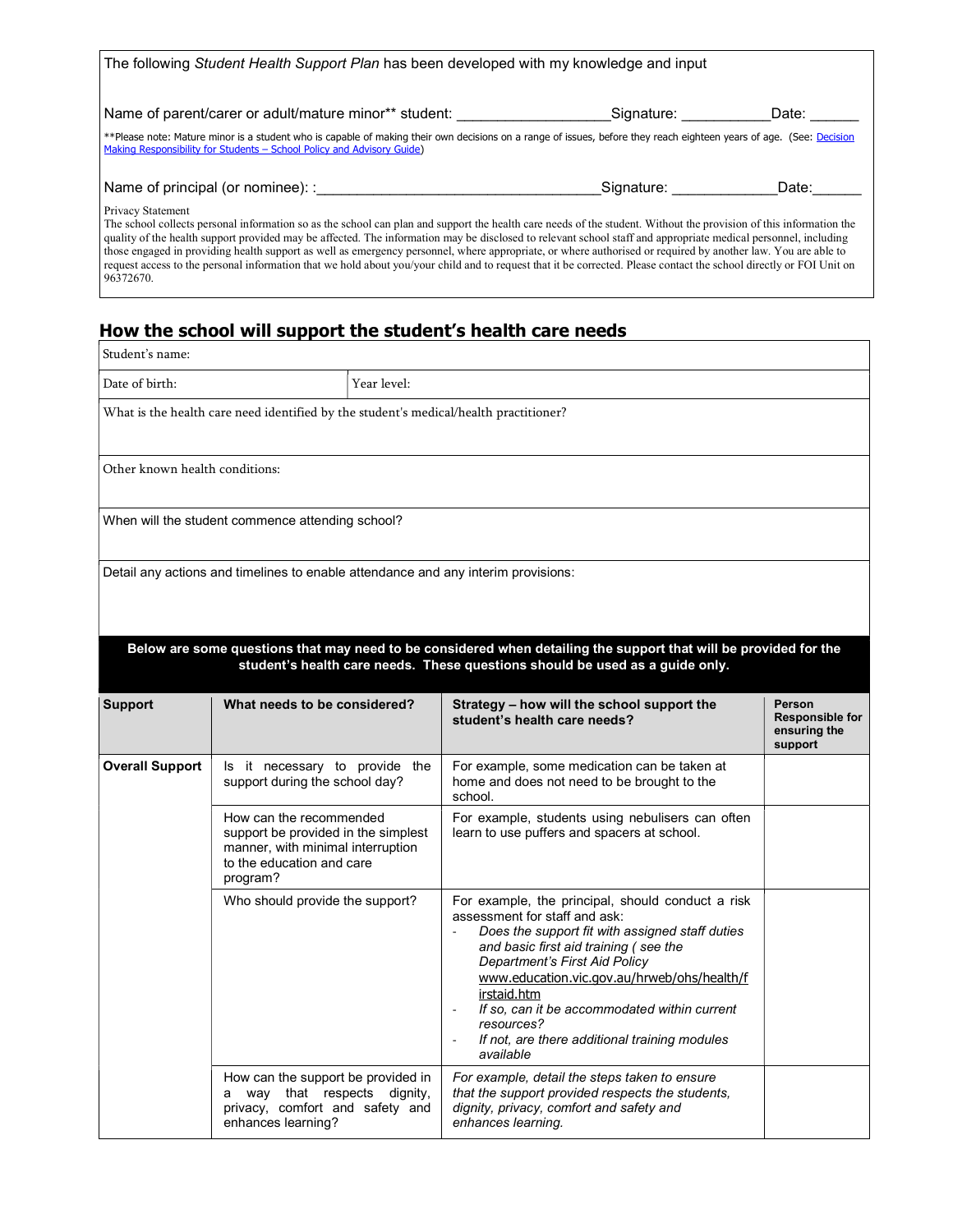The following *Student Health Support Plan* has been developed with my knowledge and input

Name of parent/carer or adult/mature minor** student: ___________________Signature: ___________Date: ______

**Please note: Mature minor is a student who is capable of making their own decisions on a range of issues, before they reach eighteen years of age. (See: Decision Making Responsibility for Students – School Policy and Advisory Guide)

Name of principal (or nominee): :___________________________________Signature: _____________Date:______

Privacy Statement

The school collects personal information so as the school can plan and support the health care needs of the student. Without the provision of this information the quality of the health support provided may be affected. The information may be disclosed to relevant school staff and appropriate medical personnel, including those engaged in providing health support as well as emergency personnel, where appropriate, or where authorised or required by another law. You are able to request access to the personal information that we hold about you/your child and to request that it be corrected. Please contact the school directly or FOI Unit on 96372670.

## How the school will support the student's health care needs

| Student's name: | |
|---|---|
| Date of birth: | Year level: |
| What is the health care need identified by the student's medical/health practitioner? | |
| Other known health conditions: | |
| When will the student commence attending school? | |
| Detail any actions and timelines to enable attendance and any interim provisions: | |

**Below are some questions that may need to be considered when detailing the support that will be provided for the student's health care needs. These questions should be used as a guide only.**

| Support | What needs to be considered? | Strategy – how will the school support the student's health care needs? | Person Responsible for ensuring the support |
|---|---|---|---|
| **Overall Support** | Is it necessary to provide the support during the school day? | For example, some medication can be taken at home and does not need to be brought to the school. | |
| | How can the recommended support be provided in the simplest manner, with minimal interruption to the education and care program? | For example, students using nebulisers can often learn to use puffers and spacers at school. | |
| | Who should provide the support? | For example, the principal, should conduct a risk assessment for staff and ask:<br>- *Does the support fit with assigned staff duties and basic first aid training ( see the Department's First Aid Policy* www.education.vic.gov.au/hrweb/ohs/health/firstaid.htm<br>- *If so, can it be accommodated within current resources?*<br>- *If not, are there additional training modules available* | |
| | How can the support be provided in a way that respects dignity, privacy, comfort and safety and enhances learning? | *For example, detail the steps taken to ensure that the support provided respects the students, dignity, privacy, comfort and safety and enhances learning.* | |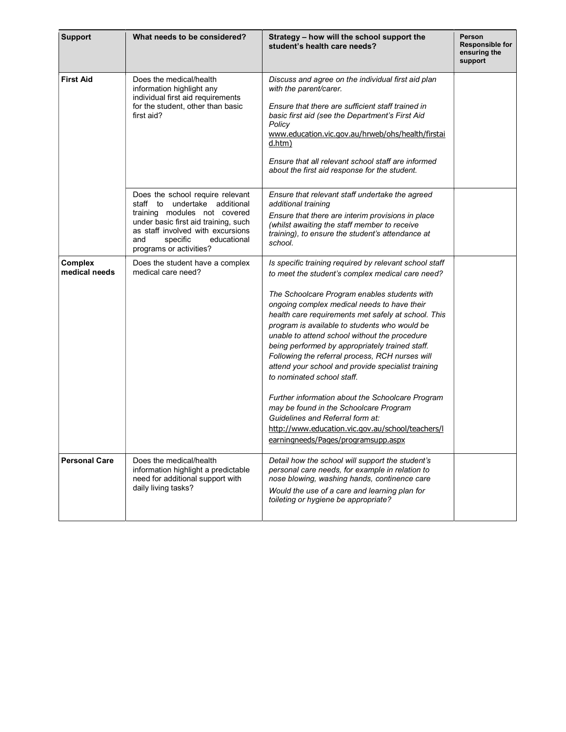| Support | What needs to be considered? | Strategy – how will the school support the student's health care needs? | Person Responsible for ensuring the support |
|---|---|---|---|
| **First Aid** | Does the medical/health information highlight any individual first aid requirements for the student, other than basic first aid? | *Discuss and agree on the individual first aid plan with the parent/carer.*<br><br>*Ensure that there are sufficient staff trained in basic first aid (see the Department's First Aid Policy* www.education.vic.gov.au/hrweb/ohs/health/firstaid.htm)<br><br>*Ensure that all relevant school staff are informed about the first aid response for the student.* | |
| | Does the school require relevant staff to undertake additional training modules not covered under basic first aid training, such as staff involved with excursions and specific educational programs or activities? | *Ensure that relevant staff undertake the agreed additional training*<br>*Ensure that there are interim provisions in place (whilst awaiting the staff member to receive training), to ensure the student's attendance at school.* | |
| **Complex medical needs** | Does the student have a complex medical care need? | *Is specific training required by relevant school staff to meet the student's complex medical care need?*<br><br>*The Schoolcare Program enables students with ongoing complex medical needs to have their health care requirements met safely at school. This program is available to students who would be unable to attend school without the procedure being performed by appropriately trained staff. Following the referral process, RCH nurses will attend your school and provide specialist training to nominated school staff.*<br><br>*Further information about the Schoolcare Program may be found in the Schoolcare Program Guidelines and Referral form at:* http://www.education.vic.gov.au/school/teachers/learningneeds/Pages/programsupp.aspx | |
| **Personal Care** | Does the medical/health information highlight a predictable need for additional support with daily living tasks? | *Detail how the school will support the student's personal care needs, for example in relation to nose blowing, washing hands, continence care*<br>*Would the use of a care and learning plan for toileting or hygiene be appropriate?* | |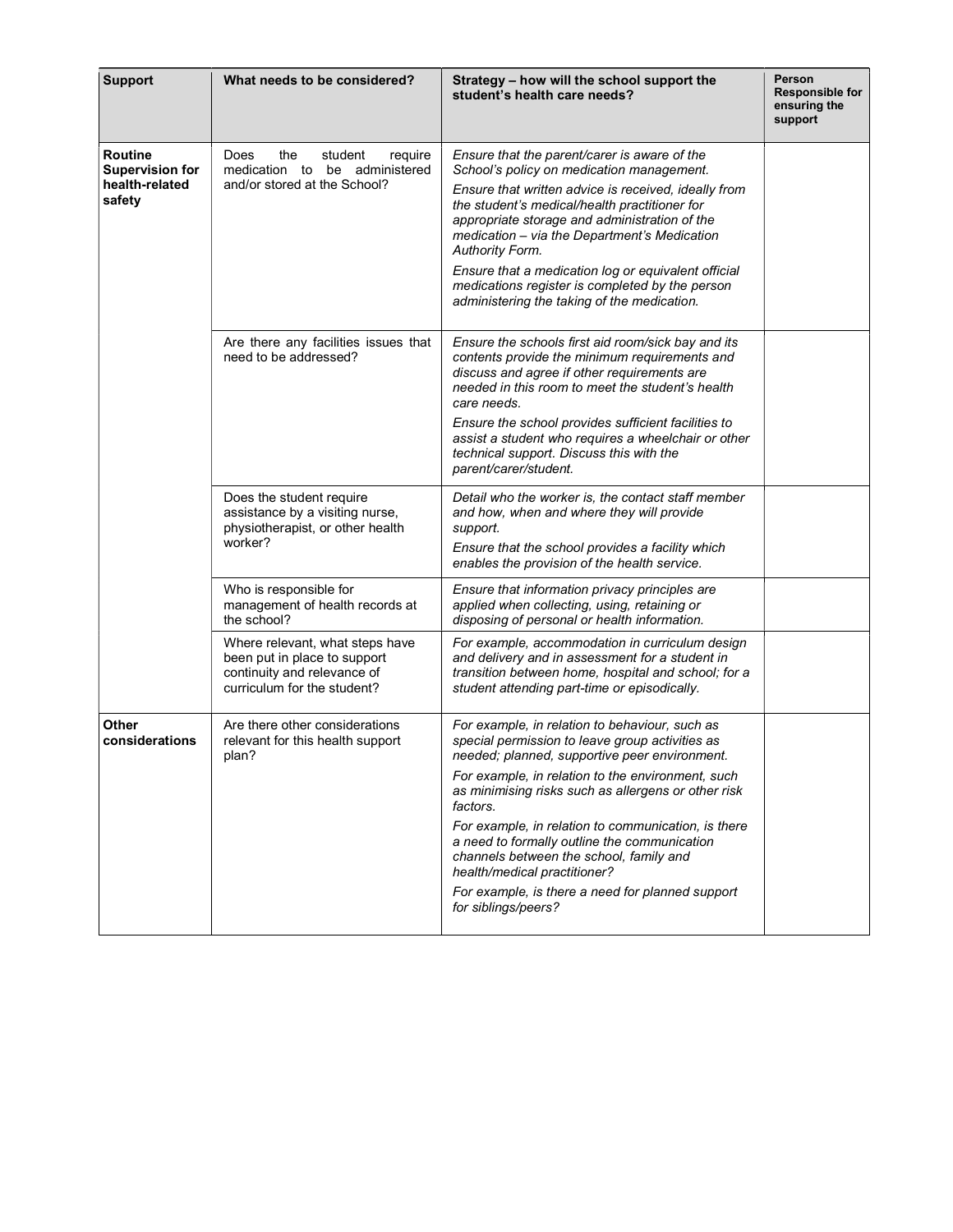| Support | What needs to be considered? | Strategy – how will the school support the student's health care needs? | Person Responsible for ensuring the support |
|---|---|---|---|
| **Routine Supervision for health-related safety** | Does the student require medication to be administered and/or stored at the School? | *Ensure that the parent/carer is aware of the School's policy on medication management.*<br>*Ensure that written advice is received, ideally from the student's medical/health practitioner for appropriate storage and administration of the medication – via the Department's Medication Authority Form.*<br>*Ensure that a medication log or equivalent official medications register is completed by the person administering the taking of the medication.* | |
| | Are there any facilities issues that need to be addressed? | *Ensure the schools first aid room/sick bay and its contents provide the minimum requirements and discuss and agree if other requirements are needed in this room to meet the student's health care needs.*<br>*Ensure the school provides sufficient facilities to assist a student who requires a wheelchair or other technical support. Discuss this with the parent/carer/student.* | |
| | Does the student require assistance by a visiting nurse, physiotherapist, or other health worker? | *Detail who the worker is, the contact staff member and how, when and where they will provide support.*<br>*Ensure that the school provides a facility which enables the provision of the health service.* | |
| | Who is responsible for management of health records at the school? | *Ensure that information privacy principles are applied when collecting, using, retaining or disposing of personal or health information.* | |
| | Where relevant, what steps have been put in place to support continuity and relevance of curriculum for the student? | *For example, accommodation in curriculum design and delivery and in assessment for a student in transition between home, hospital and school; for a student attending part-time or episodically.* | |
| **Other considerations** | Are there other considerations relevant for this health support plan? | *For example, in relation to behaviour, such as special permission to leave group activities as needed; planned, supportive peer environment.*<br>*For example, in relation to the environment, such as minimising risks such as allergens or other risk factors.*<br>*For example, in relation to communication, is there a need to formally outline the communication channels between the school, family and health/medical practitioner?*<br>*For example, is there a need for planned support for siblings/peers?* | |